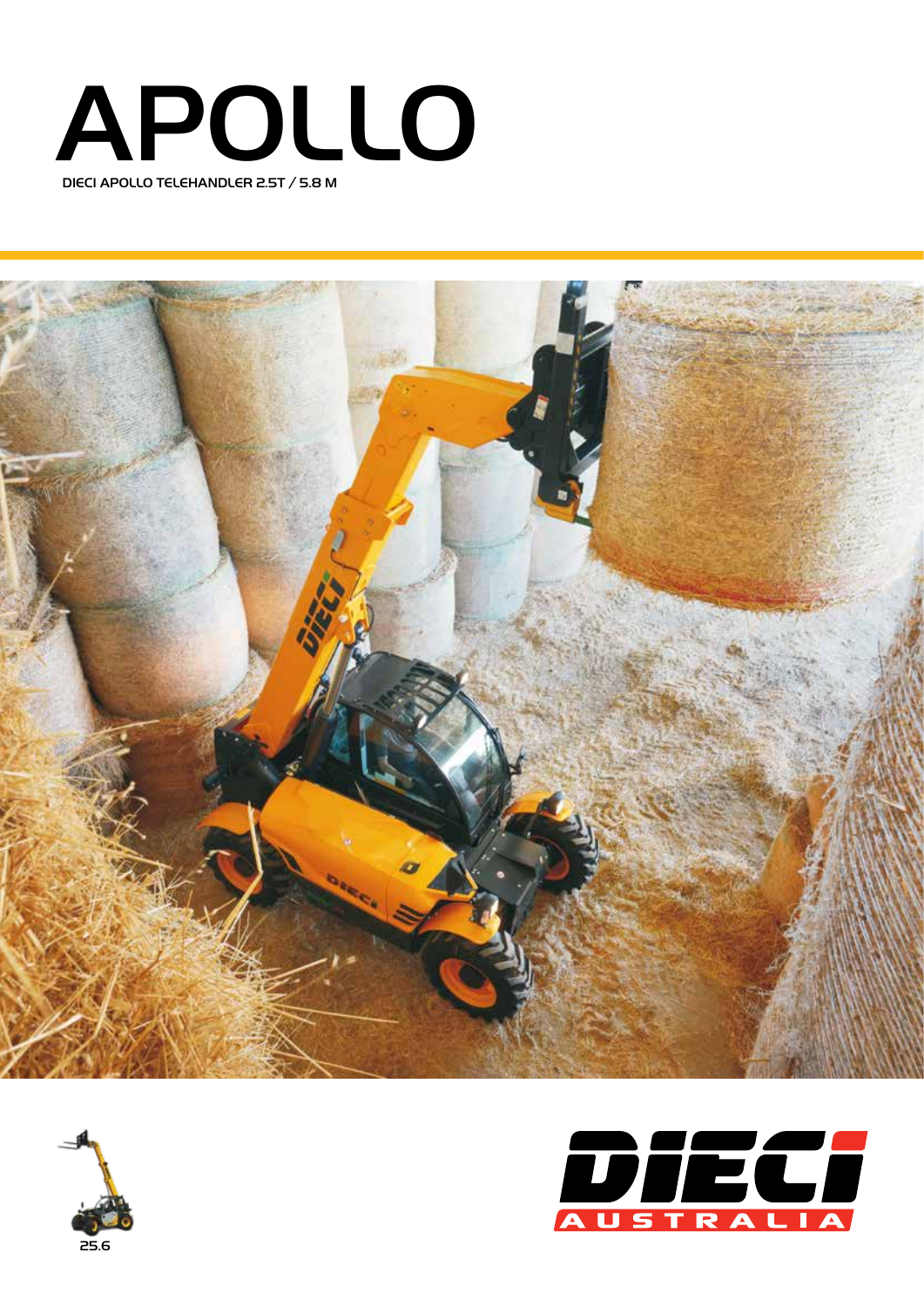# APOLLO

DIECI APOLLO TELEHANDLER 2.5T / 5.8 M

25.6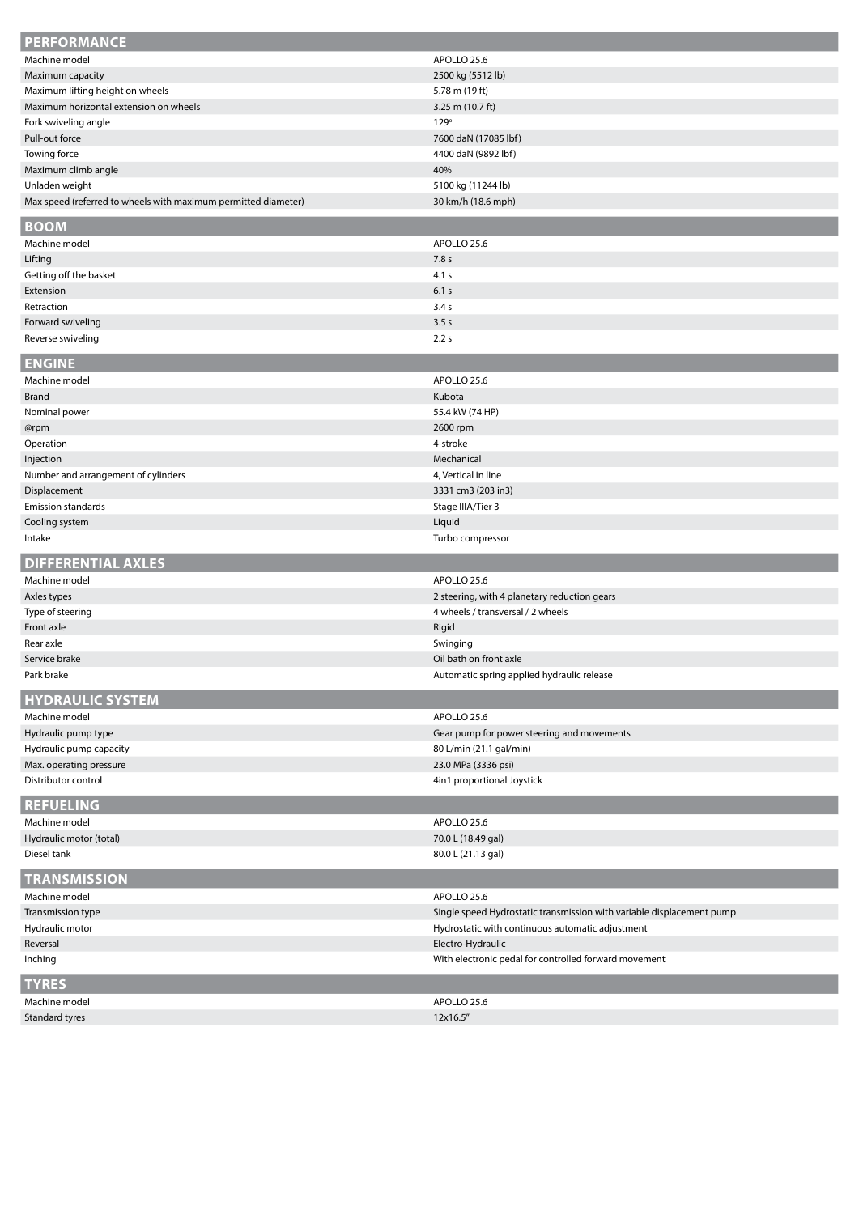## PERFORMANCE

| | |
|---|---|
| Machine model | APOLLO 25.6 |
| Maximum capacity | 2500 kg (5512 lb) |
| Maximum lifting height on wheels | 5.78 m (19 ft) |
| Maximum horizontal extension on wheels | 3.25 m (10.7 ft) |
| Fork swiveling angle | 129° |
| Pull-out force | 7600 daN (17085 lbf) |
| Towing force | 4400 daN (9892 lbf) |
| Maximum climb angle | 40% |
| Unladen weight | 5100 kg (11244 lb) |
| Max speed (referred to wheels with maximum permitted diameter) | 30 km/h (18.6 mph) |

## BOOM

| | |
|---|---|
| Machine model | APOLLO 25.6 |
| Lifting | 7.8 s |
| Getting off the basket | 4.1 s |
| Extension | 6.1 s |
| Retraction | 3.4 s |
| Forward swiveling | 3.5 s |
| Reverse swiveling | 2.2 s |

## ENGINE

| | |
|---|---|
| Machine model | APOLLO 25.6 |
| Brand | Kubota |
| Nominal power | 55.4 kW (74 HP) |
| @rpm | 2600 rpm |
| Operation | 4-stroke |
| Injection | Mechanical |
| Number and arrangement of cylinders | 4, Vertical in line |
| Displacement | 3331 cm3 (203 in3) |
| Emission standards | Stage IIIA/Tier 3 |
| Cooling system | Liquid |
| Intake | Turbo compressor |

## DIFFERENTIAL AXLES

| | |
|---|---|
| Machine model | APOLLO 25.6 |
| Axles types | 2 steering, with 4 planetary reduction gears |
| Type of steering | 4 wheels / transversal / 2 wheels |
| Front axle | Rigid |
| Rear axle | Swinging |
| Service brake | Oil bath on front axle |
| Park brake | Automatic spring applied hydraulic release |

## HYDRAULIC SYSTEM

| | |
|---|---|
| Machine model | APOLLO 25.6 |
| Hydraulic pump type | Gear pump for power steering and movements |
| Hydraulic pump capacity | 80 L/min (21.1 gal/min) |
| Max. operating pressure | 23.0 MPa (3336 psi) |
| Distributor control | 4in1 proportional Joystick |

## REFUELING

| | |
|---|---|
| Machine model | APOLLO 25.6 |
| Hydraulic motor (total) | 70.0 L (18.49 gal) |
| Diesel tank | 80.0 L (21.13 gal) |

## TRANSMISSION

| | |
|---|---|
| Machine model | APOLLO 25.6 |
| Transmission type | Single speed Hydrostatic transmission with variable displacement pump |
| Hydraulic motor | Hydrostatic with continuous automatic adjustment |
| Reversal | Electro-Hydraulic |
| Inching | With electronic pedal for controlled forward movement |

## TYRES

| | |
|---|---|
| Machine model | APOLLO 25.6 |
| Standard tyres | 12x16.5" |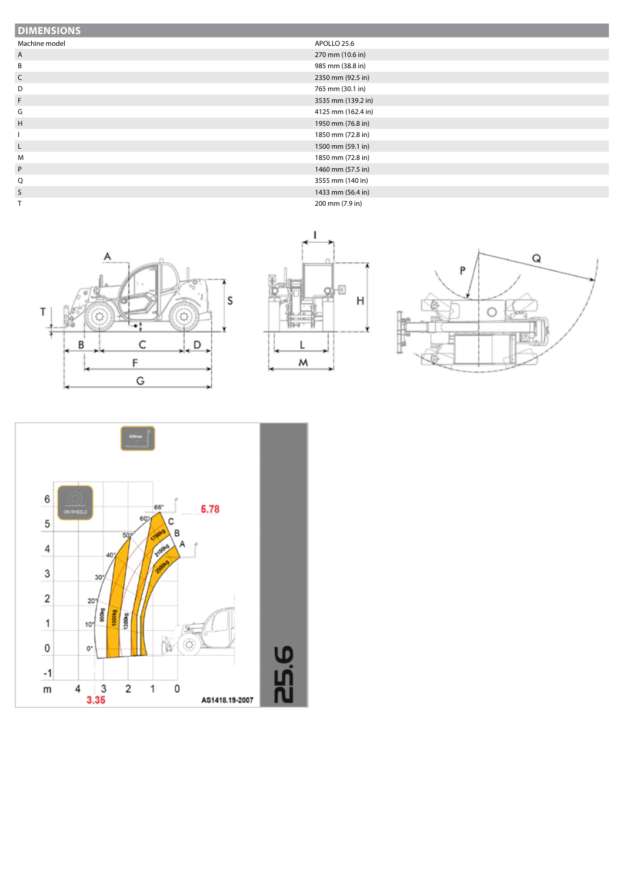## DIMENSIONS

| Machine model | APOLLO 25.6 |
|---|---|
| A | 270 mm (10.6 in) |
| B | 985 mm (38.8 in) |
| C | 2350 mm (92.5 in) |
| D | 765 mm (30.1 in) |
| F | 3535 mm (139.2 in) |
| G | 4125 mm (162.4 in) |
| H | 1950 mm (76.8 in) |
| I | 1850 mm (72.8 in) |
| L | 1500 mm (59.1 in) |
| M | 1850 mm (72.8 in) |
| P | 1460 mm (57.5 in) |
| Q | 3555 mm (140 in) |
| S | 1433 mm (56.4 in) |
| T | 200 mm (7.9 in) |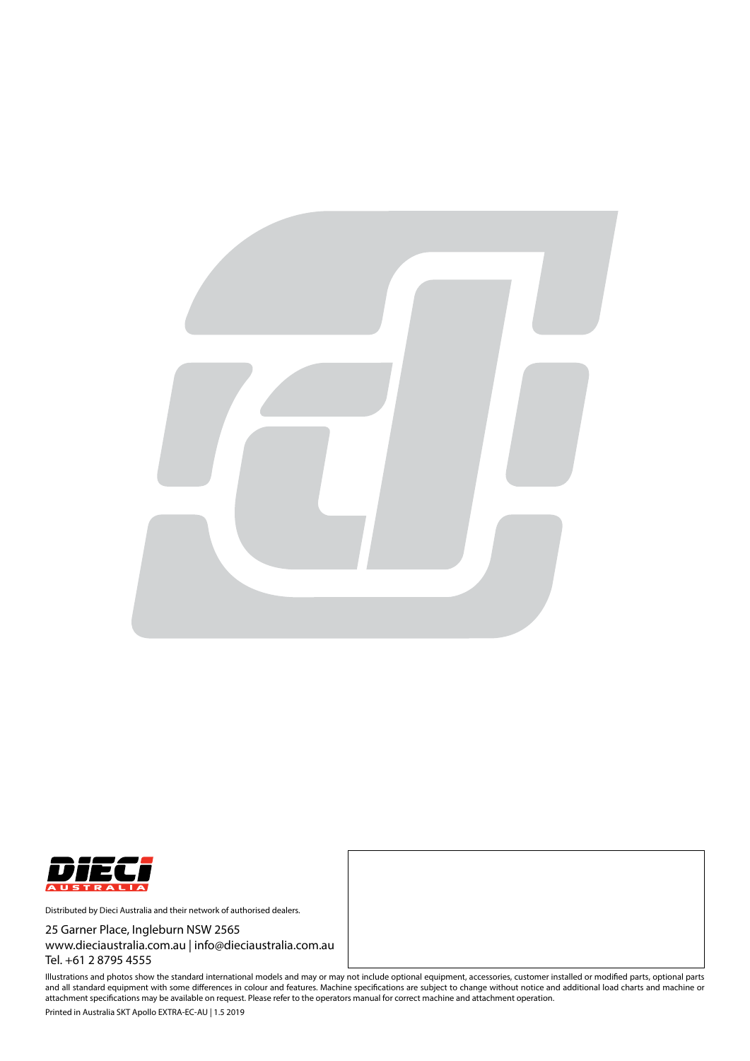Distributed by Dieci Australia and their network of authorised dealers.

25 Garner Place, Ingleburn NSW 2565
www.dieciaustralia.com.au | info@dieciaustralia.com.au
Tel. +61 2 8795 4555

Illustrations and photos show the standard international models and may or may not include optional equipment, accessories, customer installed or modified parts, optional parts and all standard equipment with some differences in colour and features. Machine specifications are subject to change without notice and additional load charts and machine or attachment specifications may be available on request. Please refer to the operators manual for correct machine and attachment operation.

Printed in Australia SKT Apollo EXTRA-EC-AU | 1.5 2019